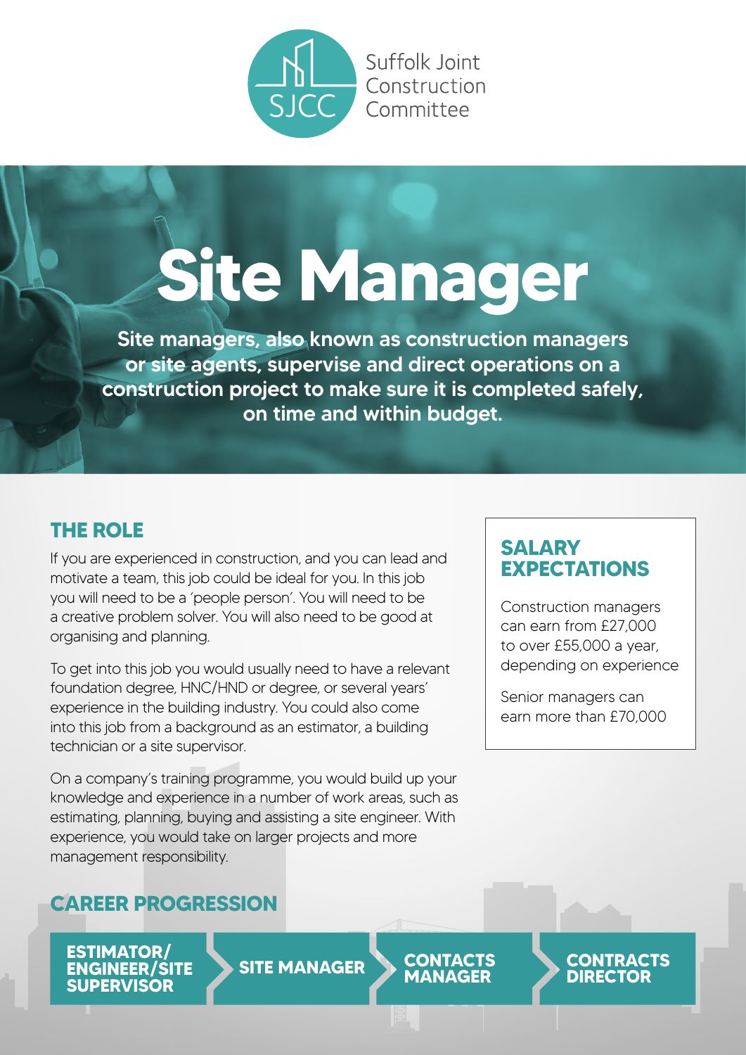Suffolk Joint Construction Committee

# Site Manager

**Site managers, also known as construction managers or site agents, supervise and direct operations on a construction project to make sure it is completed safely, on time and within budget.**

## THE ROLE

If you are experienced in construction, and you can lead and motivate a team, this job could be ideal for you. In this job you will need to be a 'people person'. You will need to be a creative problem solver. You will also need to be good at organising and planning.

To get into this job you would usually need to have a relevant foundation degree, HNC/HND or degree, or several years' experience in the building industry. You could also come into this job from a background as an estimator, a building technician or a site supervisor.

On a company's training programme, you would build up your knowledge and experience in a number of work areas, such as estimating, planning, buying and assisting a site engineer. With experience, you would take on larger projects and more management responsibility.

## SALARY EXPECTATIONS

Construction managers can earn from £27,000 to over £55,000 a year, depending on experience

Senior managers can earn more than £70,000

## CAREER PROGRESSION

**ESTIMATOR/ ENGINEER/SITE SUPERVISOR** → **SITE MANAGER** → **CONTACTS MANAGER** → **CONTRACTS DIRECTOR**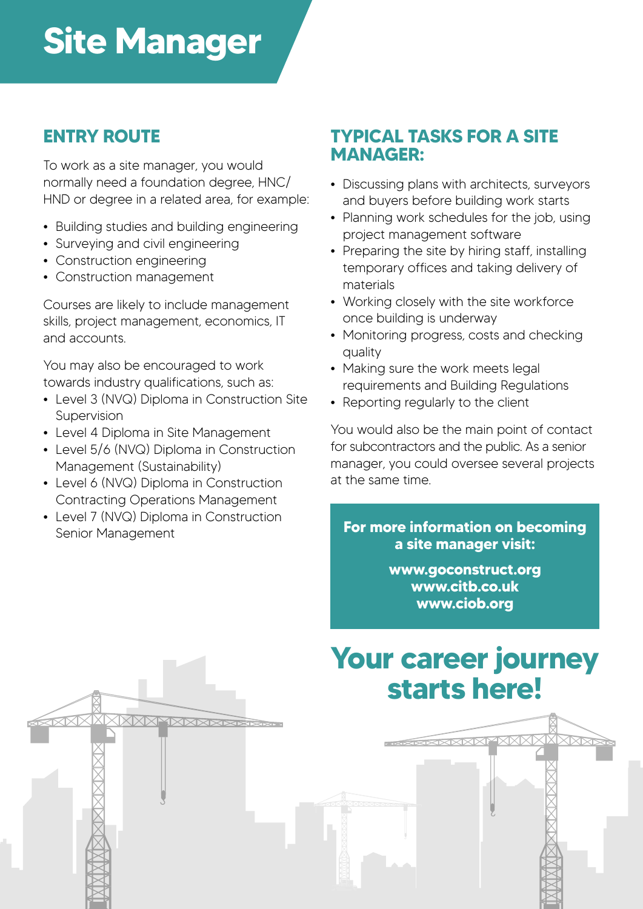# Site Manager

## ENTRY ROUTE

To work as a site manager, you would normally need a foundation degree, HNC/HND or degree in a related area, for example:

- Building studies and building engineering
- Surveying and civil engineering
- Construction engineering
- Construction management

Courses are likely to include management skills, project management, economics, IT and accounts.

You may also be encouraged to work towards industry qualifications, such as:

- Level 3 (NVQ) Diploma in Construction Site Supervision
- Level 4 Diploma in Site Management
- Level 5/6 (NVQ) Diploma in Construction Management (Sustainability)
- Level 6 (NVQ) Diploma in Construction Contracting Operations Management
- Level 7 (NVQ) Diploma in Construction Senior Management

## TYPICAL TASKS FOR A SITE MANAGER:

- Discussing plans with architects, surveyors and buyers before building work starts
- Planning work schedules for the job, using project management software
- Preparing the site by hiring staff, installing temporary offices and taking delivery of materials
- Working closely with the site workforce once building is underway
- Monitoring progress, costs and checking quality
- Making sure the work meets legal requirements and Building Regulations
- Reporting regularly to the client

You would also be the main point of contact for subcontractors and the public. As a senior manager, you could oversee several projects at the same time.

**For more information on becoming a site manager visit:**

**www.goconstruct.org**
**www.citb.co.uk**
**www.ciob.org**

# Your career journey starts here!